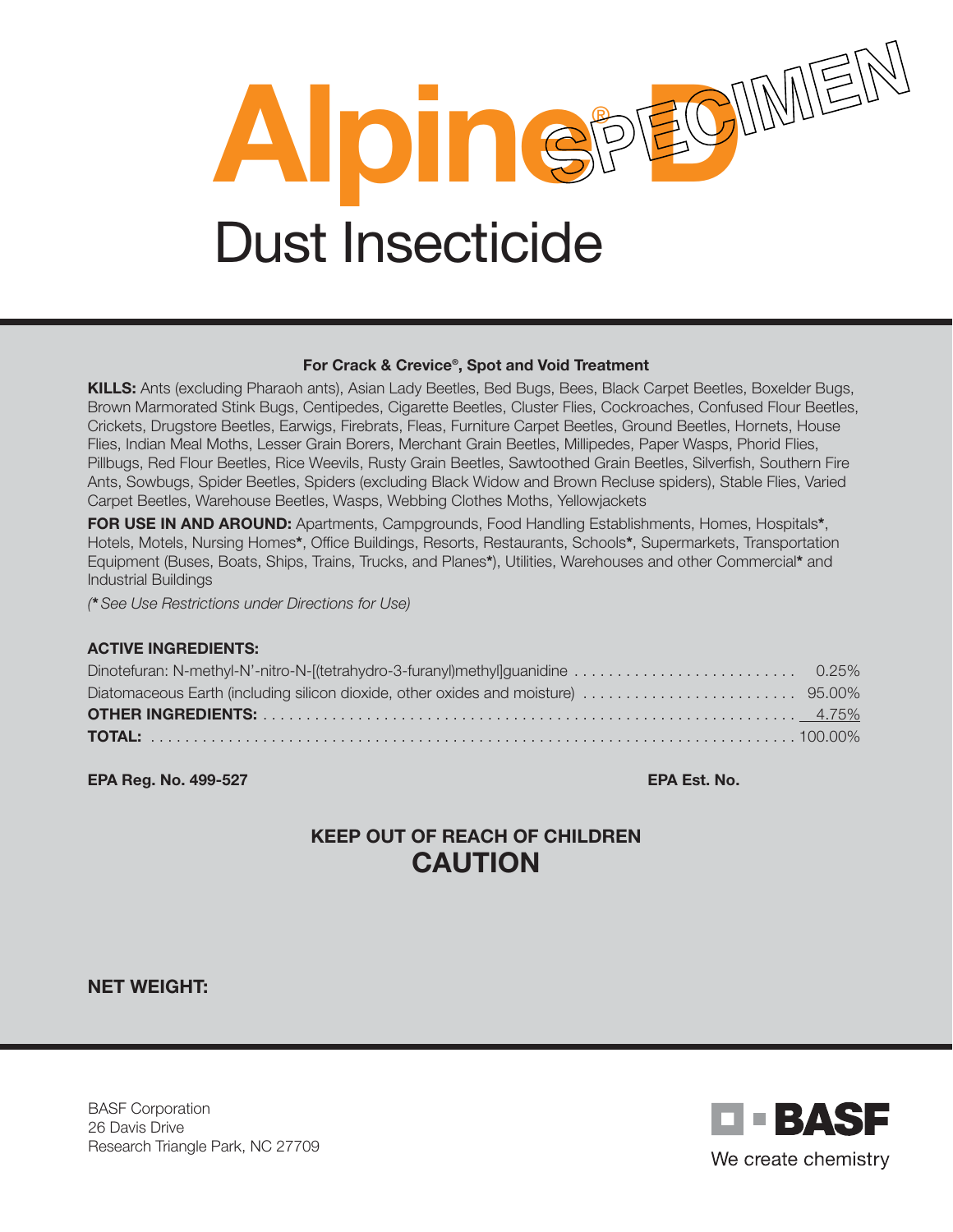# Alpine® D

## Dust Insecticide

SPECIMEN

**For Crack & Crevice®, Spot and Void Treatment**

**KILLS:** Ants (excluding Pharaoh ants), Asian Lady Beetles, Bed Bugs, Bees, Black Carpet Beetles, Boxelder Bugs, Brown Marmorated Stink Bugs, Centipedes, Cigarette Beetles, Cluster Flies, Cockroaches, Confused Flour Beetles, Crickets, Drugstore Beetles, Earwigs, Firebrats, Fleas, Furniture Carpet Beetles, Ground Beetles, Hornets, House Flies, Indian Meal Moths, Lesser Grain Borers, Merchant Grain Beetles, Millipedes, Paper Wasps, Phorid Flies, Pillbugs, Red Flour Beetles, Rice Weevils, Rusty Grain Beetles, Sawtoothed Grain Beetles, Silverfish, Southern Fire Ants, Sowbugs, Spider Beetles, Spiders (excluding Black Widow and Brown Recluse spiders), Stable Flies, Varied Carpet Beetles, Warehouse Beetles, Wasps, Webbing Clothes Moths, Yellowjackets

**FOR USE IN AND AROUND:** Apartments, Campgrounds, Food Handling Establishments, Homes, Hospitals**\***, Hotels, Motels, Nursing Homes**\***, Office Buildings, Resorts, Restaurants, Schools**\***, Supermarkets, Transportation Equipment (Buses, Boats, Ships, Trains, Trucks, and Planes**\***), Utilities, Warehouses and other Commercial**\*** and Industrial Buildings

*(\* See Use Restrictions under Directions for Use)*

**ACTIVE INGREDIENTS:**

| | |
|---|---|
| Dinotefuran: N-methyl-N'-nitro-N-[(tetrahydro-3-furanyl)methyl]guanidine | 0.25% |
| Diatomaceous Earth (including silicon dioxide, other oxides and moisture) | 95.00% |
| **OTHER INGREDIENTS:** | 4.75% |
| **TOTAL:** | 100.00% |

**EPA Reg. No. 499-527**

**EPA Est. No.**

**KEEP OUT OF REACH OF CHILDREN**

**CAUTION**

**NET WEIGHT:**

BASF Corporation
26 Davis Drive
Research Triangle Park, NC 27709

BASF
We create chemistry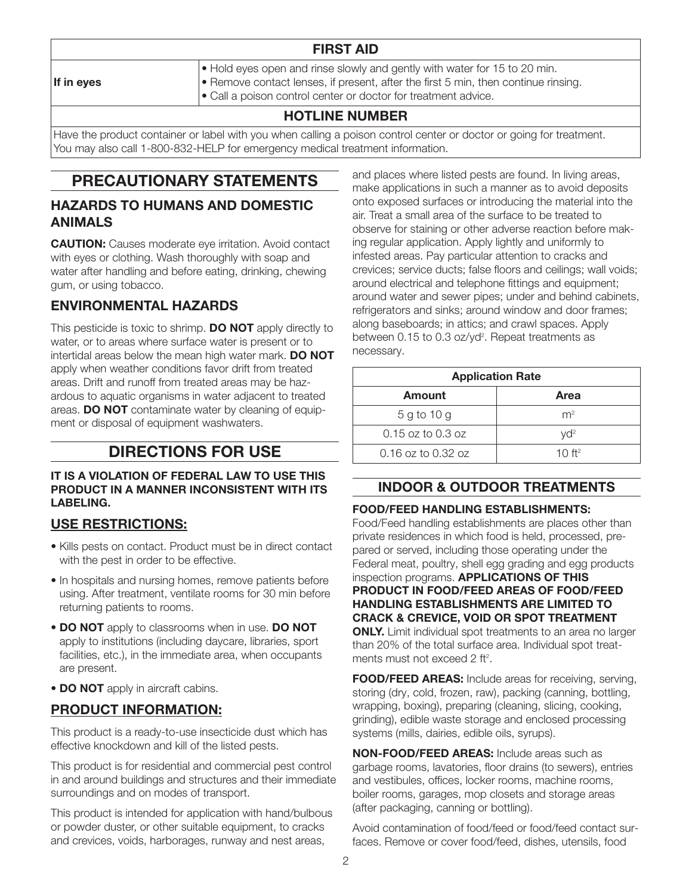| FIRST AID | |
| --- | --- |
| **If in eyes** | • Hold eyes open and rinse slowly and gently with water for 15 to 20 min.<br>• Remove contact lenses, if present, after the first 5 min, then continue rinsing.<br>• Call a poison control center or doctor for treatment advice. |
| **HOTLINE NUMBER** | |
| Have the product container or label with you when calling a poison control center or doctor or going for treatment. You may also call 1-800-832-HELP for emergency medical treatment information. | |

# PRECAUTIONARY STATEMENTS

## HAZARDS TO HUMANS AND DOMESTIC ANIMALS

**CAUTION:** Causes moderate eye irritation. Avoid contact with eyes or clothing. Wash thoroughly with soap and water after handling and before eating, drinking, chewing gum, or using tobacco.

## ENVIRONMENTAL HAZARDS

This pesticide is toxic to shrimp. **DO NOT** apply directly to water, or to areas where surface water is present or to intertidal areas below the mean high water mark. **DO NOT** apply when weather conditions favor drift from treated areas. Drift and runoff from treated areas may be hazardous to aquatic organisms in water adjacent to treated areas. **DO NOT** contaminate water by cleaning of equipment or disposal of equipment washwaters.

# DIRECTIONS FOR USE

**IT IS A VIOLATION OF FEDERAL LAW TO USE THIS PRODUCT IN A MANNER INCONSISTENT WITH ITS LABELING.**

## USE RESTRICTIONS:

- Kills pests on contact. Product must be in direct contact with the pest in order to be effective.
- In hospitals and nursing homes, remove patients before using. After treatment, ventilate rooms for 30 min before returning patients to rooms.
- **DO NOT** apply to classrooms when in use. **DO NOT** apply to institutions (including daycare, libraries, sport facilities, etc.), in the immediate area, when occupants are present.
- **DO NOT** apply in aircraft cabins.

## PRODUCT INFORMATION:

This product is a ready-to-use insecticide dust which has effective knockdown and kill of the listed pests.

This product is for residential and commercial pest control in and around buildings and structures and their immediate surroundings and on modes of transport.

This product is intended for application with hand/bulbous or powder duster, or other suitable equipment, to cracks and crevices, voids, harborages, runway and nest areas, and places where listed pests are found. In living areas, make applications in such a manner as to avoid deposits onto exposed surfaces or introducing the material into the air. Treat a small area of the surface to be treated to observe for staining or other adverse reaction before making regular application. Apply lightly and uniformly to infested areas. Pay particular attention to cracks and crevices; service ducts; false floors and ceilings; wall voids; around electrical and telephone fittings and equipment; around water and sewer pipes; under and behind cabinets, refrigerators and sinks; around window and door frames; along baseboards; in attics; and crawl spaces. Apply between 0.15 to 0.3 oz/yd². Repeat treatments as necessary.

| Application Rate | |
| --- | --- |
| **Amount** | **Area** |
| 5 g to 10 g | m² |
| 0.15 oz to 0.3 oz | yd² |
| 0.16 oz to 0.32 oz | 10 ft² |

## INDOOR & OUTDOOR TREATMENTS

**FOOD/FEED HANDLING ESTABLISHMENTS:**
Food/Feed handling establishments are places other than private residences in which food is held, processed, prepared or served, including those operating under the Federal meat, poultry, shell egg grading and egg products inspection programs. **APPLICATIONS OF THIS PRODUCT IN FOOD/FEED AREAS OF FOOD/FEED HANDLING ESTABLISHMENTS ARE LIMITED TO CRACK & CREVICE, VOID OR SPOT TREATMENT ONLY.** Limit individual spot treatments to an area no larger than 20% of the total surface area. Individual spot treatments must not exceed 2 ft².

**FOOD/FEED AREAS:** Include areas for receiving, serving, storing (dry, cold, frozen, raw), packing (canning, bottling, wrapping, boxing), preparing (cleaning, slicing, cooking, grinding), edible waste storage and enclosed processing systems (mills, dairies, edible oils, syrups).

**NON-FOOD/FEED AREAS:** Include areas such as garbage rooms, lavatories, floor drains (to sewers), entries and vestibules, offices, locker rooms, machine rooms, boiler rooms, garages, mop closets and storage areas (after packaging, canning or bottling).

Avoid contamination of food/feed or food/feed contact surfaces. Remove or cover food/feed, dishes, utensils, food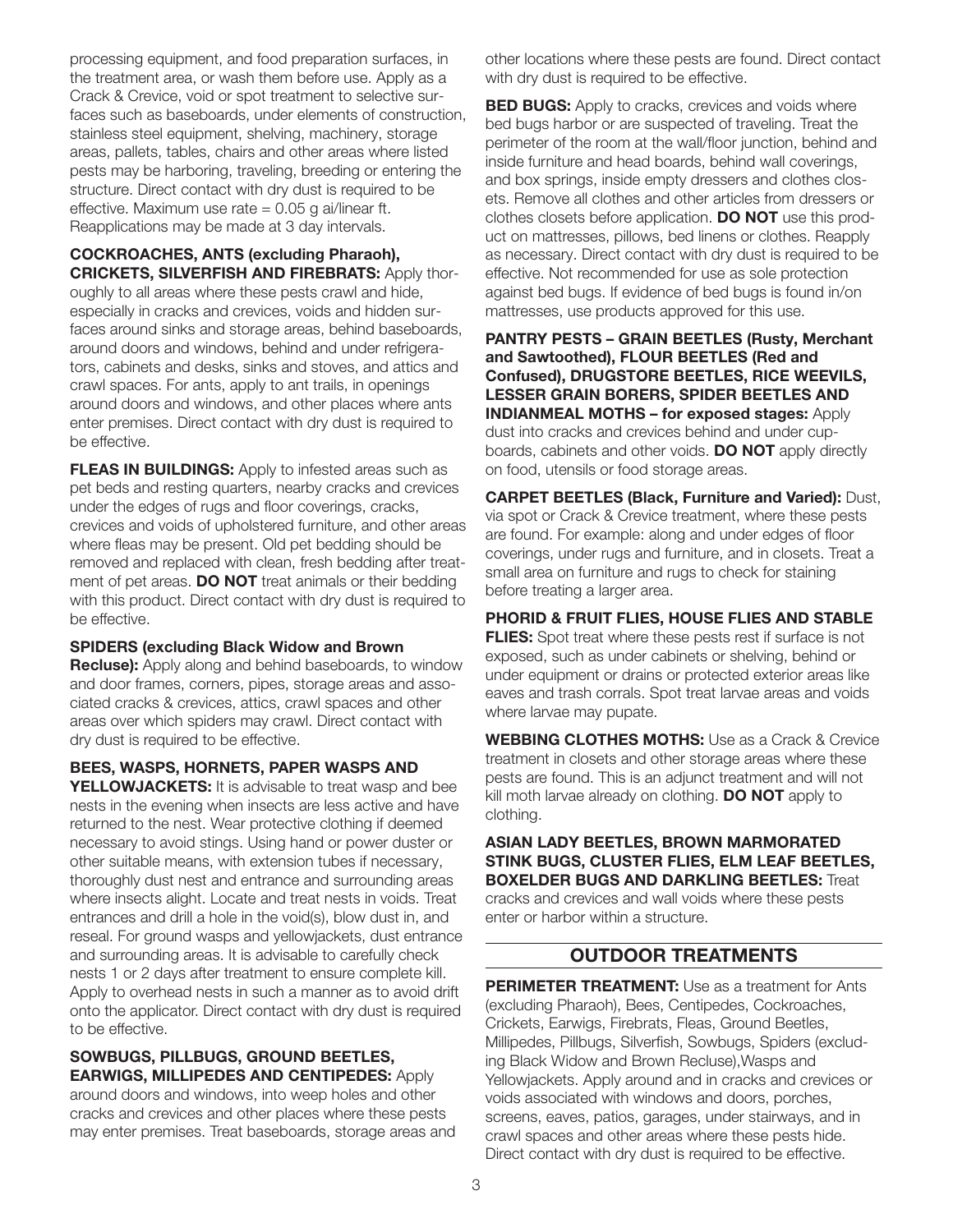processing equipment, and food preparation surfaces, in the treatment area, or wash them before use. Apply as a Crack & Crevice, void or spot treatment to selective surfaces such as baseboards, under elements of construction, stainless steel equipment, shelving, machinery, storage areas, pallets, tables, chairs and other areas where listed pests may be harboring, traveling, breeding or entering the structure. Direct contact with dry dust is required to be effective. Maximum use rate = 0.05 g ai/linear ft. Reapplications may be made at 3 day intervals.

**COCKROACHES, ANTS (excluding Pharaoh), CRICKETS, SILVERFISH AND FIREBRATS:** Apply thoroughly to all areas where these pests crawl and hide, especially in cracks and crevices, voids and hidden surfaces around sinks and storage areas, behind baseboards, around doors and windows, behind and under refrigerators, cabinets and desks, sinks and stoves, and attics and crawl spaces. For ants, apply to ant trails, in openings around doors and windows, and other places where ants enter premises. Direct contact with dry dust is required to be effective.

**FLEAS IN BUILDINGS:** Apply to infested areas such as pet beds and resting quarters, nearby cracks and crevices under the edges of rugs and floor coverings, cracks, crevices and voids of upholstered furniture, and other areas where fleas may be present. Old pet bedding should be removed and replaced with clean, fresh bedding after treatment of pet areas. **DO NOT** treat animals or their bedding with this product. Direct contact with dry dust is required to be effective.

**SPIDERS (excluding Black Widow and Brown Recluse):** Apply along and behind baseboards, to window and door frames, corners, pipes, storage areas and associated cracks & crevices, attics, crawl spaces and other areas over which spiders may crawl. Direct contact with dry dust is required to be effective.

**BEES, WASPS, HORNETS, PAPER WASPS AND YELLOWJACKETS:** It is advisable to treat wasp and bee nests in the evening when insects are less active and have returned to the nest. Wear protective clothing if deemed necessary to avoid stings. Using hand or power duster or other suitable means, with extension tubes if necessary, thoroughly dust nest and entrance and surrounding areas where insects alight. Locate and treat nests in voids. Treat entrances and drill a hole in the void(s), blow dust in, and reseal. For ground wasps and yellowjackets, dust entrance and surrounding areas. It is advisable to carefully check nests 1 or 2 days after treatment to ensure complete kill. Apply to overhead nests in such a manner as to avoid drift onto the applicator. Direct contact with dry dust is required to be effective.

**SOWBUGS, PILLBUGS, GROUND BEETLES, EARWIGS, MILLIPEDES AND CENTIPEDES:** Apply around doors and windows, into weep holes and other cracks and crevices and other places where these pests may enter premises. Treat baseboards, storage areas and other locations where these pests are found. Direct contact with dry dust is required to be effective.

**BED BUGS:** Apply to cracks, crevices and voids where bed bugs harbor or are suspected of traveling. Treat the perimeter of the room at the wall/floor junction, behind and inside furniture and head boards, behind wall coverings, and box springs, inside empty dressers and clothes closets. Remove all clothes and other articles from dressers or clothes closets before application. **DO NOT** use this product on mattresses, pillows, bed linens or clothes. Reapply as necessary. Direct contact with dry dust is required to be effective. Not recommended for use as sole protection against bed bugs. If evidence of bed bugs is found in/on mattresses, use products approved for this use.

**PANTRY PESTS – GRAIN BEETLES (Rusty, Merchant and Sawtoothed), FLOUR BEETLES (Red and Confused), DRUGSTORE BEETLES, RICE WEEVILS, LESSER GRAIN BORERS, SPIDER BEETLES AND INDIANMEAL MOTHS – for exposed stages:** Apply dust into cracks and crevices behind and under cupboards, cabinets and other voids. **DO NOT** apply directly on food, utensils or food storage areas.

**CARPET BEETLES (Black, Furniture and Varied):** Dust, via spot or Crack & Crevice treatment, where these pests are found. For example: along and under edges of floor coverings, under rugs and furniture, and in closets. Treat a small area on furniture and rugs to check for staining before treating a larger area.

**PHORID & FRUIT FLIES, HOUSE FLIES AND STABLE FLIES:** Spot treat where these pests rest if surface is not exposed, such as under cabinets or shelving, behind or under equipment or drains or protected exterior areas like eaves and trash corrals. Spot treat larvae areas and voids where larvae may pupate.

**WEBBING CLOTHES MOTHS:** Use as a Crack & Crevice treatment in closets and other storage areas where these pests are found. This is an adjunct treatment and will not kill moth larvae already on clothing. **DO NOT** apply to clothing.

**ASIAN LADY BEETLES, BROWN MARMORATED STINK BUGS, CLUSTER FLIES, ELM LEAF BEETLES, BOXELDER BUGS AND DARKLING BEETLES:** Treat cracks and crevices and wall voids where these pests enter or harbor within a structure.

## OUTDOOR TREATMENTS

**PERIMETER TREATMENT:** Use as a treatment for Ants (excluding Pharaoh), Bees, Centipedes, Cockroaches, Crickets, Earwigs, Firebrats, Fleas, Ground Beetles, Millipedes, Pillbugs, Silverfish, Sowbugs, Spiders (excluding Black Widow and Brown Recluse),Wasps and Yellowjackets. Apply around and in cracks and crevices or voids associated with windows and doors, porches, screens, eaves, patios, garages, under stairways, and in crawl spaces and other areas where these pests hide. Direct contact with dry dust is required to be effective.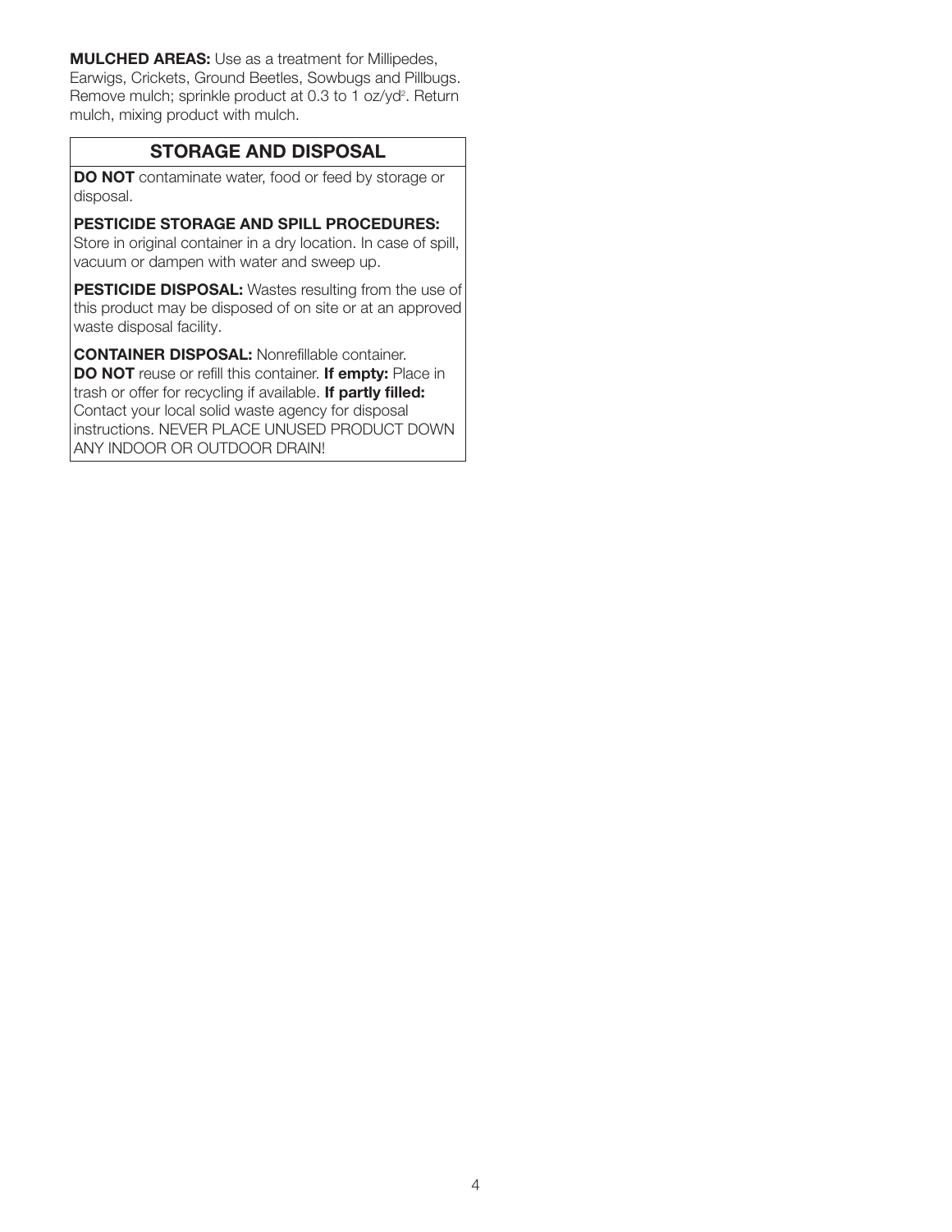**MULCHED AREAS:** Use as a treatment for Millipedes, Earwigs, Crickets, Ground Beetles, Sowbugs and Pillbugs. Remove mulch; sprinkle product at 0.3 to 1 $oz/yd^2$. Return mulch, mixing product with mulch.

## STORAGE AND DISPOSAL

**DO NOT** contaminate water, food or feed by storage or disposal.

**PESTICIDE STORAGE AND SPILL PROCEDURES:** Store in original container in a dry location. In case of spill, vacuum or dampen with water and sweep up.

**PESTICIDE DISPOSAL:** Wastes resulting from the use of this product may be disposed of on site or at an approved waste disposal facility.

**CONTAINER DISPOSAL:** Nonrefillable container. **DO NOT** reuse or refill this container. **If empty:** Place in trash or offer for recycling if available. **If partly filled:** Contact your local solid waste agency for disposal instructions. NEVER PLACE UNUSED PRODUCT DOWN ANY INDOOR OR OUTDOOR DRAIN!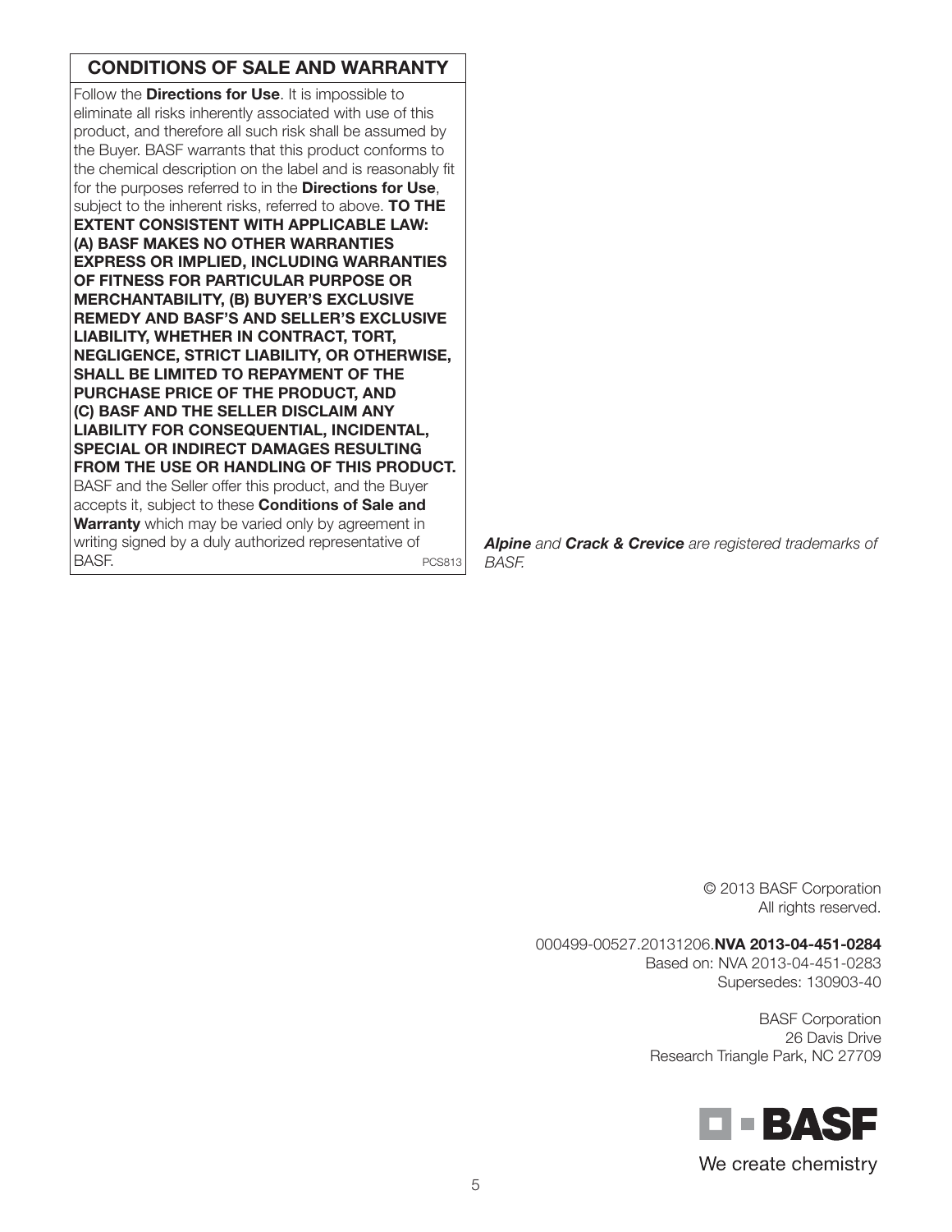## CONDITIONS OF SALE AND WARRANTY

Follow the **Directions for Use**. It is impossible to eliminate all risks inherently associated with use of this product, and therefore all such risk shall be assumed by the Buyer. BASF warrants that this product conforms to the chemical description on the label and is reasonably fit for the purposes referred to in the **Directions for Use**, subject to the inherent risks, referred to above. **TO THE EXTENT CONSISTENT WITH APPLICABLE LAW: (A) BASF MAKES NO OTHER WARRANTIES EXPRESS OR IMPLIED, INCLUDING WARRANTIES OF FITNESS FOR PARTICULAR PURPOSE OR MERCHANTABILITY, (B) BUYER'S EXCLUSIVE REMEDY AND BASF'S AND SELLER'S EXCLUSIVE LIABILITY, WHETHER IN CONTRACT, TORT, NEGLIGENCE, STRICT LIABILITY, OR OTHERWISE, SHALL BE LIMITED TO REPAYMENT OF THE PURCHASE PRICE OF THE PRODUCT, AND (C) BASF AND THE SELLER DISCLAIM ANY LIABILITY FOR CONSEQUENTIAL, INCIDENTAL, SPECIAL OR INDIRECT DAMAGES RESULTING FROM THE USE OR HANDLING OF THIS PRODUCT.** BASF and the Seller offer this product, and the Buyer accepts it, subject to these **Conditions of Sale and Warranty** which may be varied only by agreement in writing signed by a duly authorized representative of BASF. PCS813

***Alpine*** *and* ***Crack & Crevice*** *are registered trademarks of BASF.*

© 2013 BASF Corporation
All rights reserved.

000499-00527.20131206.**NVA 2013-04-451-0284**
Based on: NVA 2013-04-451-0283
Supersedes: 130903-40

BASF Corporation
26 Davis Drive
Research Triangle Park, NC 27709

BASF
We create chemistry